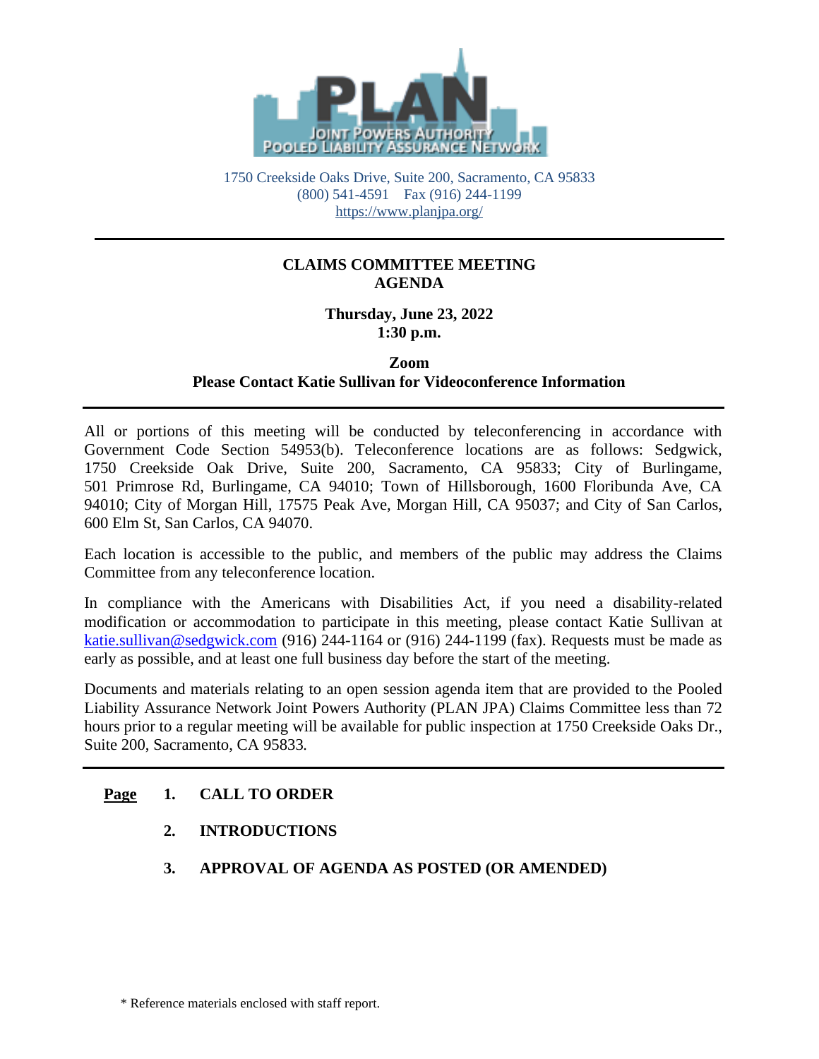1750 Creekside Oaks Drive, Suite 200, Sacramento, CA 95833
(800) 541-4591 Fax (916) 244-1199
https://www.planjpa.org/

---

**CLAIMS COMMITTEE MEETING**
**AGENDA**

**Thursday, June 23, 2022**
**1:30 p.m.**

**Zoom**
**Please Contact Katie Sullivan for Videoconference Information**

---

All or portions of this meeting will be conducted by teleconferencing in accordance with Government Code Section 54953(b). Teleconference locations are as follows: Sedgwick, 1750 Creekside Oak Drive, Suite 200, Sacramento, CA 95833; City of Burlingame, 501 Primrose Rd, Burlingame, CA 94010; Town of Hillsborough, 1600 Floribunda Ave, CA 94010; City of Morgan Hill, 17575 Peak Ave, Morgan Hill, CA 95037; and City of San Carlos, 600 Elm St, San Carlos, CA 94070.

Each location is accessible to the public, and members of the public may address the Claims Committee from any teleconference location.

In compliance with the Americans with Disabilities Act, if you need a disability-related modification or accommodation to participate in this meeting, please contact Katie Sullivan at katie.sullivan@sedgwick.com (916) 244-1164 or (916) 244-1199 (fax). Requests must be made as early as possible, and at least one full business day before the start of the meeting.

Documents and materials relating to an open session agenda item that are provided to the Pooled Liability Assurance Network Joint Powers Authority (PLAN JPA) Claims Committee less than 72 hours prior to a regular meeting will be available for public inspection at 1750 Creekside Oaks Dr., Suite 200, Sacramento, CA 95833.

---

**Page**

1. **CALL TO ORDER**
2. **INTRODUCTIONS**
3. **APPROVAL OF AGENDA AS POSTED (OR AMENDED)**

\* Reference materials enclosed with staff report.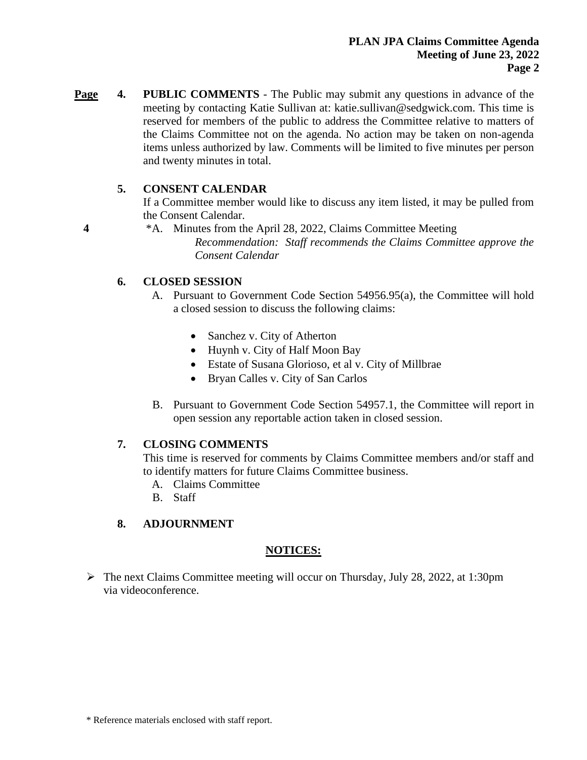**Page**

**4. PUBLIC COMMENTS** - The Public may submit any questions in advance of the meeting by contacting Katie Sullivan at: katie.sullivan@sedgwick.com. This time is reserved for members of the public to address the Committee relative to matters of the Claims Committee not on the agenda. No action may be taken on non-agenda items unless authorized by law. Comments will be limited to five minutes per person and twenty minutes in total.

**5. CONSENT CALENDAR**

If a Committee member would like to discuss any item listed, it may be pulled from the Consent Calendar.

4 &nbsp;&nbsp; *A. Minutes from the April 28, 2022, Claims Committee Meeting

*Recommendation: Staff recommends the Claims Committee approve the Consent Calendar*

**6. CLOSED SESSION**

A. Pursuant to Government Code Section 54956.95(a), the Committee will hold a closed session to discuss the following claims:

- Sanchez v. City of Atherton
- Huynh v. City of Half Moon Bay
- Estate of Susana Glorioso, et al v. City of Millbrae
- Bryan Calles v. City of San Carlos

B. Pursuant to Government Code Section 54957.1, the Committee will report in open session any reportable action taken in closed session.

**7. CLOSING COMMENTS**

This time is reserved for comments by Claims Committee members and/or staff and to identify matters for future Claims Committee business.

A. Claims Committee
B. Staff

**8. ADJOURNMENT**

**NOTICES:**

- The next Claims Committee meeting will occur on Thursday, July 28, 2022, at 1:30pm via videoconference.

* Reference materials enclosed with staff report.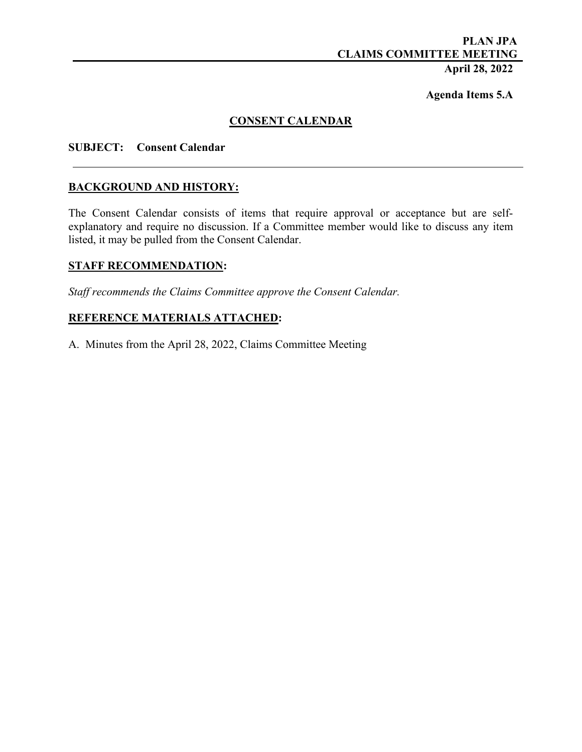**PLAN JPA**
**CLAIMS COMMITTEE MEETING**
**April 28, 2022**

**Agenda Items 5.A**

## CONSENT CALENDAR

**SUBJECT: Consent Calendar**

---

## BACKGROUND AND HISTORY:

The Consent Calendar consists of items that require approval or acceptance but are self-explanatory and require no discussion. If a Committee member would like to discuss any item listed, it may be pulled from the Consent Calendar.

## STAFF RECOMMENDATION:

*Staff recommends the Claims Committee approve the Consent Calendar.*

## REFERENCE MATERIALS ATTACHED:

A. Minutes from the April 28, 2022, Claims Committee Meeting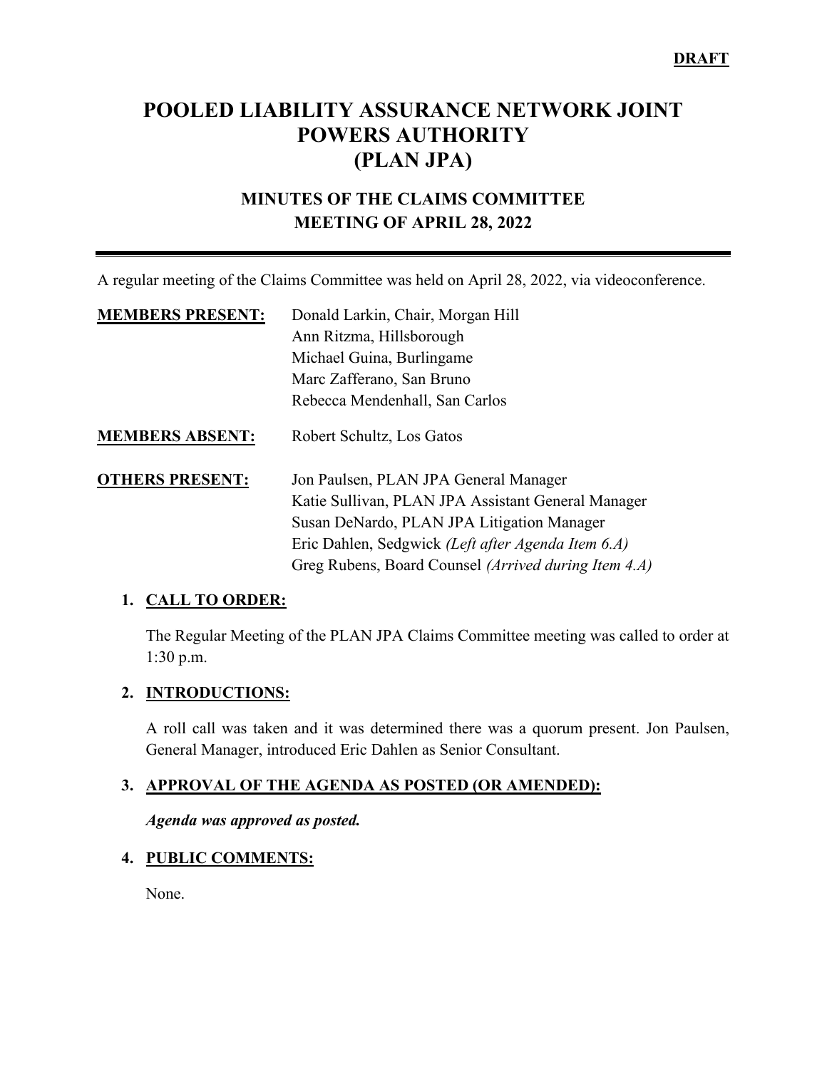**DRAFT**

# POOLED LIABILITY ASSURANCE NETWORK JOINT POWERS AUTHORITY (PLAN JPA)

## MINUTES OF THE CLAIMS COMMITTEE MEETING OF APRIL 28, 2022

A regular meeting of the Claims Committee was held on April 28, 2022, via videoconference.

**MEMBERS PRESENT:**
Donald Larkin, Chair, Morgan Hill
Ann Ritzma, Hillsborough
Michael Guina, Burlingame
Marc Zafferano, San Bruno
Rebecca Mendenhall, San Carlos

**MEMBERS ABSENT:**
Robert Schultz, Los Gatos

**OTHERS PRESENT:**
Jon Paulsen, PLAN JPA General Manager
Katie Sullivan, PLAN JPA Assistant General Manager
Susan DeNardo, PLAN JPA Litigation Manager
Eric Dahlen, Sedgwick *(Left after Agenda Item 6.A)*
Greg Rubens, Board Counsel *(Arrived during Item 4.A)*

1. **CALL TO ORDER:**

   The Regular Meeting of the PLAN JPA Claims Committee meeting was called to order at 1:30 p.m.

2. **INTRODUCTIONS:**

   A roll call was taken and it was determined there was a quorum present. Jon Paulsen, General Manager, introduced Eric Dahlen as Senior Consultant.

3. **APPROVAL OF THE AGENDA AS POSTED (OR AMENDED):**

   ***Agenda was approved as posted.***

4. **PUBLIC COMMENTS:**

   None.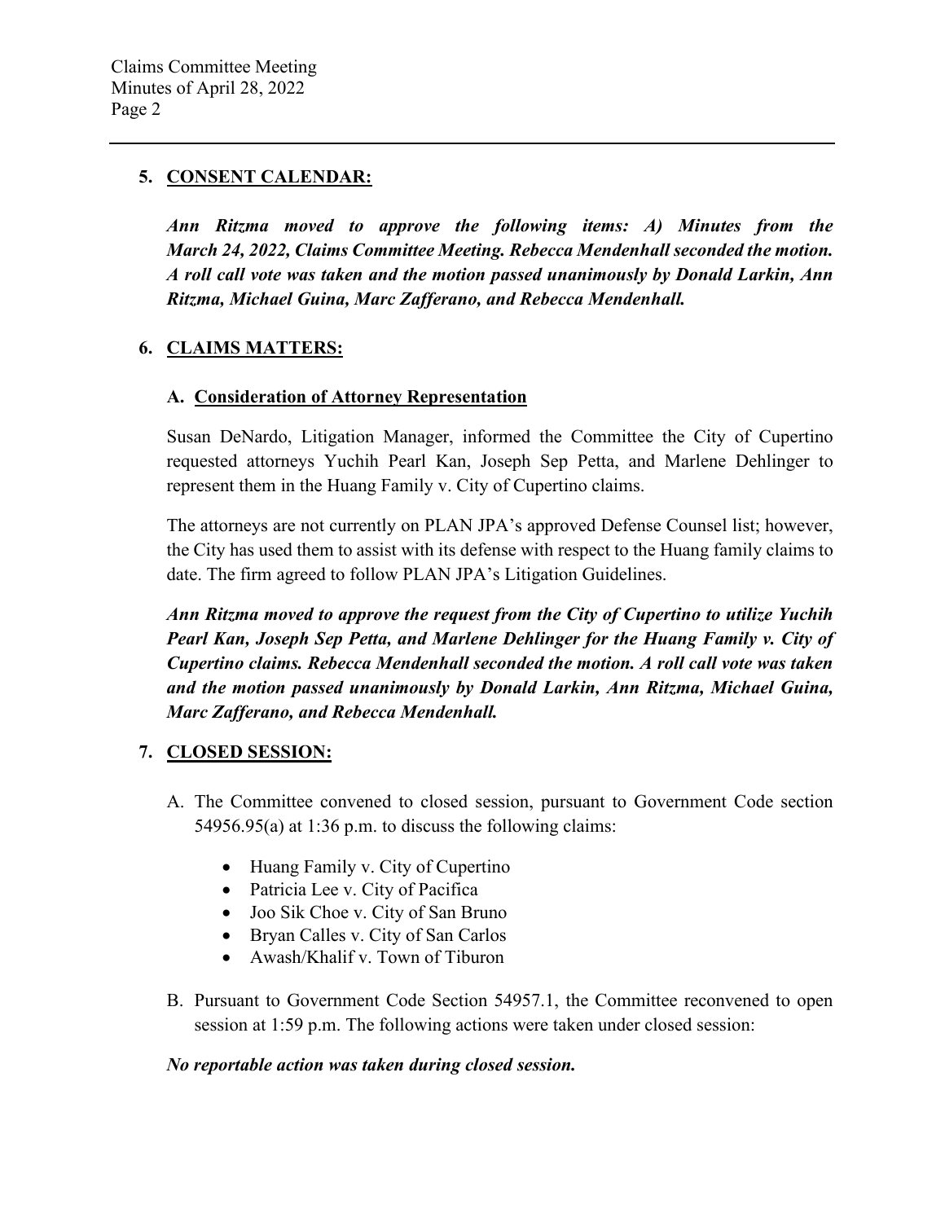## 5. CONSENT CALENDAR:

***Ann Ritzma moved to approve the following items: A) Minutes from the March 24, 2022, Claims Committee Meeting. Rebecca Mendenhall seconded the motion. A roll call vote was taken and the motion passed unanimously by Donald Larkin, Ann Ritzma, Michael Guina, Marc Zafferano, and Rebecca Mendenhall.***

## 6. CLAIMS MATTERS:

### A. Consideration of Attorney Representation

Susan DeNardo, Litigation Manager, informed the Committee the City of Cupertino requested attorneys Yuchih Pearl Kan, Joseph Sep Petta, and Marlene Dehlinger to represent them in the Huang Family v. City of Cupertino claims.

The attorneys are not currently on PLAN JPA's approved Defense Counsel list; however, the City has used them to assist with its defense with respect to the Huang family claims to date. The firm agreed to follow PLAN JPA's Litigation Guidelines.

***Ann Ritzma moved to approve the request from the City of Cupertino to utilize Yuchih Pearl Kan, Joseph Sep Petta, and Marlene Dehlinger for the Huang Family v. City of Cupertino claims. Rebecca Mendenhall seconded the motion. A roll call vote was taken and the motion passed unanimously by Donald Larkin, Ann Ritzma, Michael Guina, Marc Zafferano, and Rebecca Mendenhall.***

## 7. CLOSED SESSION:

A. The Committee convened to closed session, pursuant to Government Code section 54956.95(a) at 1:36 p.m. to discuss the following claims:

- Huang Family v. City of Cupertino
- Patricia Lee v. City of Pacifica
- Joo Sik Choe v. City of San Bruno
- Bryan Calles v. City of San Carlos
- Awash/Khalif v. Town of Tiburon

B. Pursuant to Government Code Section 54957.1, the Committee reconvened to open session at 1:59 p.m. The following actions were taken under closed session:

***No reportable action was taken during closed session.***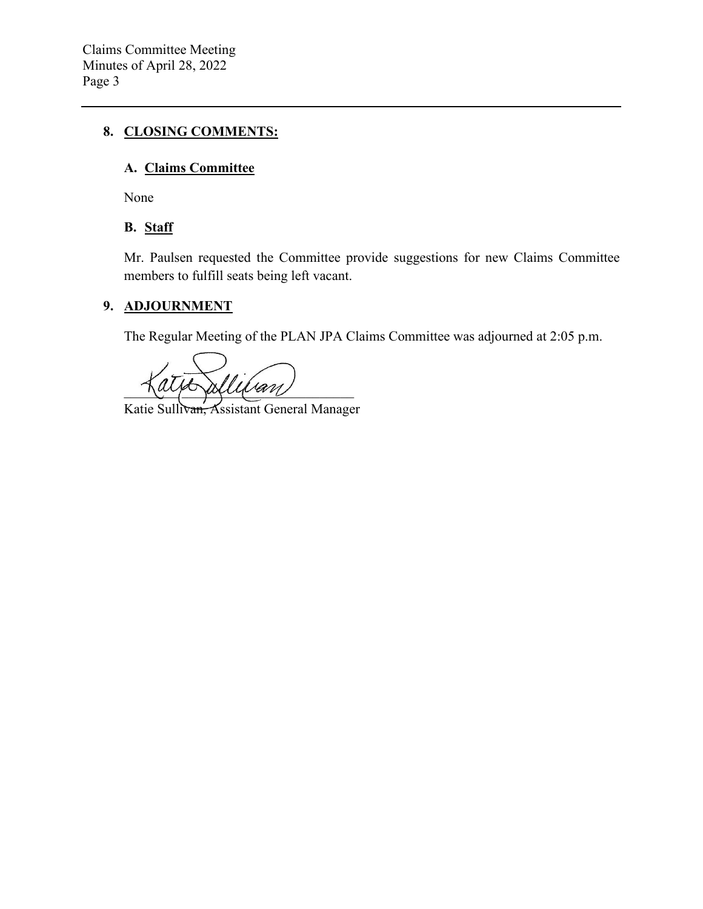## 8. CLOSING COMMENTS:

### A. Claims Committee

None

### B. Staff

Mr. Paulsen requested the Committee provide suggestions for new Claims Committee members to fulfill seats being left vacant.

## 9. ADJOURNMENT

The Regular Meeting of the PLAN JPA Claims Committee was adjourned at 2:05 p.m.

Katie Sullivan, Assistant General Manager